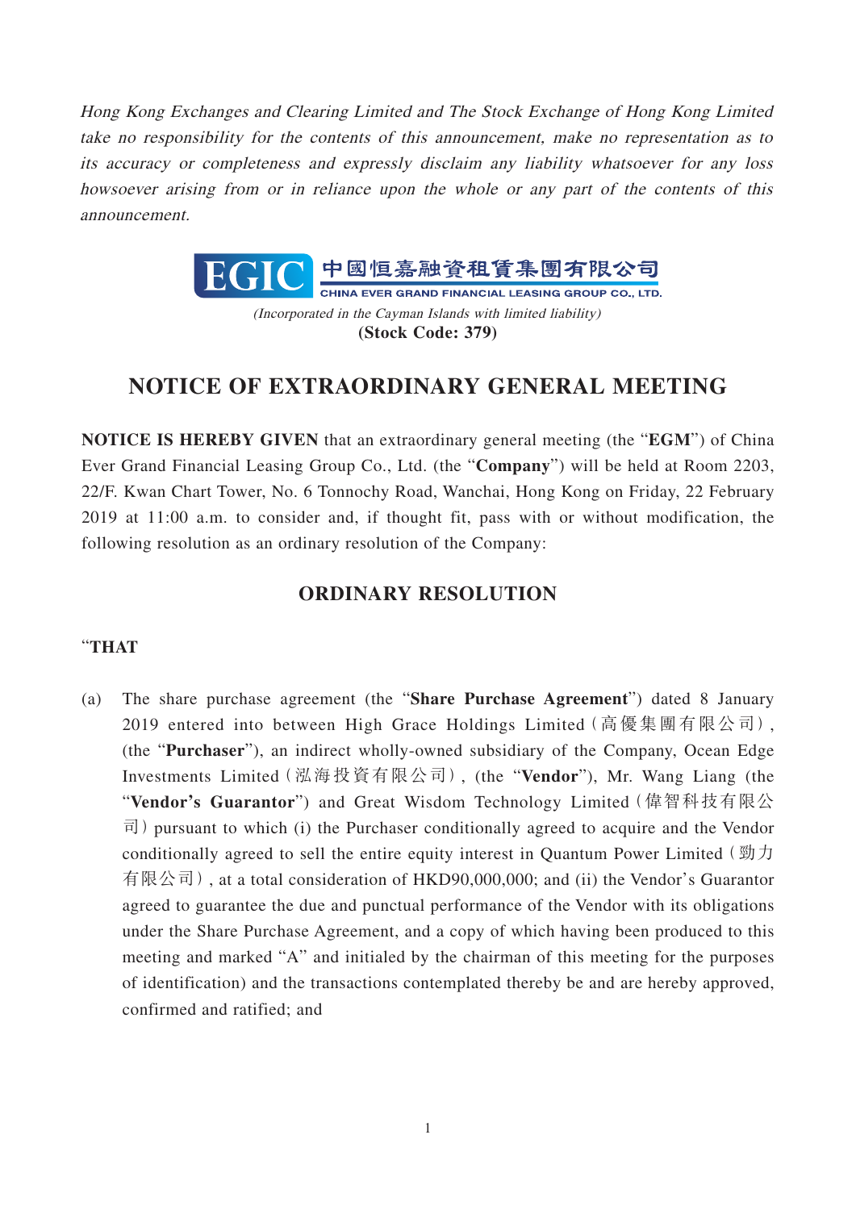*Hong Kong Exchanges and Clearing Limited and The Stock Exchange of Hong Kong Limited take no responsibility for the contents of this announcement, make no representation as to its accuracy or completeness and expressly disclaim any liability whatsoever for any loss howsoever arising from or in reliance upon the whole or any part of the contents of this announcement.*

**EGIC 中國恒嘉融資租賃集團有限公司**
**CHINA EVER GRAND FINANCIAL LEASING GROUP CO., LTD.**

*(Incorporated in the Cayman Islands with limited liability)*
**(Stock Code: 379)**

# NOTICE OF EXTRAORDINARY GENERAL MEETING

**NOTICE IS HEREBY GIVEN** that an extraordinary general meeting (the "**EGM**") of China Ever Grand Financial Leasing Group Co., Ltd. (the "**Company**") will be held at Room 2203, 22/F. Kwan Chart Tower, No. 6 Tonnochy Road, Wanchai, Hong Kong on Friday, 22 February 2019 at 11:00 a.m. to consider and, if thought fit, pass with or without modification, the following resolution as an ordinary resolution of the Company:

## ORDINARY RESOLUTION

"**THAT**

(a) The share purchase agreement (the "**Share Purchase Agreement**") dated 8 January 2019 entered into between High Grace Holdings Limited（高優集團有限公司）, (the "**Purchaser**"), an indirect wholly-owned subsidiary of the Company, Ocean Edge Investments Limited（泓海投資有限公司）, (the "**Vendor**"), Mr. Wang Liang (the "**Vendor's Guarantor**") and Great Wisdom Technology Limited（偉智科技有限公司）pursuant to which (i) the Purchaser conditionally agreed to acquire and the Vendor conditionally agreed to sell the entire equity interest in Quantum Power Limited（勁力有限公司）, at a total consideration of HKD90,000,000; and (ii) the Vendor's Guarantor agreed to guarantee the due and punctual performance of the Vendor with its obligations under the Share Purchase Agreement, and a copy of which having been produced to this meeting and marked "A" and initialed by the chairman of this meeting for the purposes of identification) and the transactions contemplated thereby be and are hereby approved, confirmed and ratified; and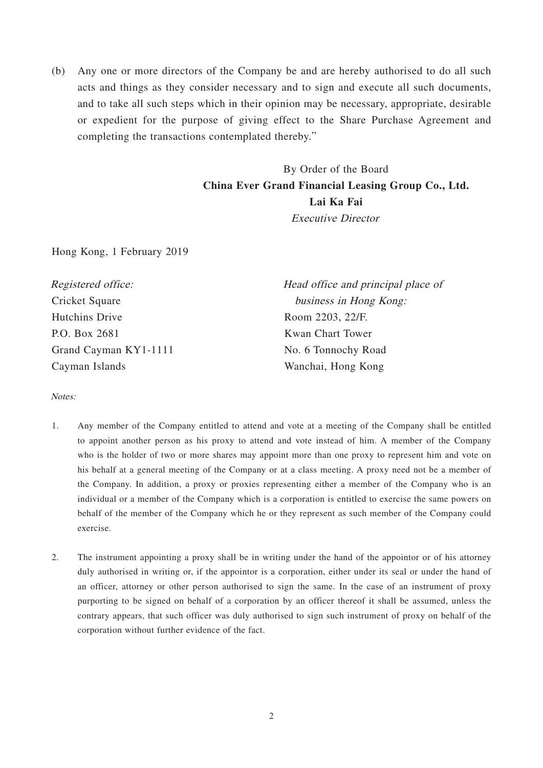(b) Any one or more directors of the Company be and are hereby authorised to do all such acts and things as they consider necessary and to sign and execute all such documents, and to take all such steps which in their opinion may be necessary, appropriate, desirable or expedient for the purpose of giving effect to the Share Purchase Agreement and completing the transactions contemplated thereby."

By Order of the Board
**China Ever Grand Financial Leasing Group Co., Ltd.**
**Lai Ka Fai**
*Executive Director*

Hong Kong, 1 February 2019

*Registered office:*
Cricket Square
Hutchins Drive
P.O. Box 2681
Grand Cayman KY1-1111
Cayman Islands

*Head office and principal place of business in Hong Kong:*
Room 2203, 22/F.
Kwan Chart Tower
No. 6 Tonnochy Road
Wanchai, Hong Kong

*Notes:*

1. Any member of the Company entitled to attend and vote at a meeting of the Company shall be entitled to appoint another person as his proxy to attend and vote instead of him. A member of the Company who is the holder of two or more shares may appoint more than one proxy to represent him and vote on his behalf at a general meeting of the Company or at a class meeting. A proxy need not be a member of the Company. In addition, a proxy or proxies representing either a member of the Company who is an individual or a member of the Company which is a corporation is entitled to exercise the same powers on behalf of the member of the Company which he or they represent as such member of the Company could exercise.

2. The instrument appointing a proxy shall be in writing under the hand of the appointor or of his attorney duly authorised in writing or, if the appointor is a corporation, either under its seal or under the hand of an officer, attorney or other person authorised to sign the same. In the case of an instrument of proxy purporting to be signed on behalf of a corporation by an officer thereof it shall be assumed, unless the contrary appears, that such officer was duly authorised to sign such instrument of proxy on behalf of the corporation without further evidence of the fact.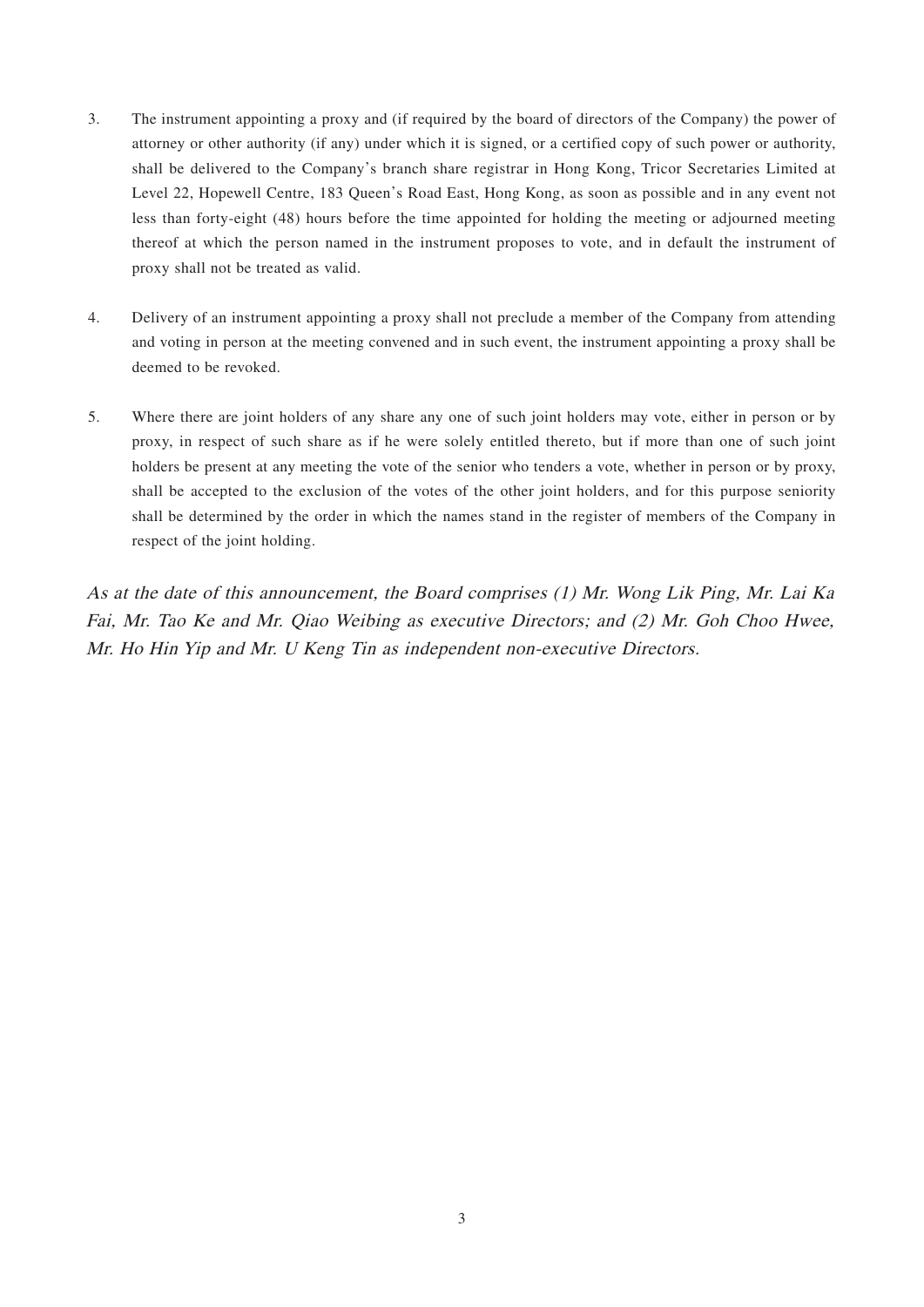3. The instrument appointing a proxy and (if required by the board of directors of the Company) the power of attorney or other authority (if any) under which it is signed, or a certified copy of such power or authority, shall be delivered to the Company's branch share registrar in Hong Kong, Tricor Secretaries Limited at Level 22, Hopewell Centre, 183 Queen's Road East, Hong Kong, as soon as possible and in any event not less than forty-eight (48) hours before the time appointed for holding the meeting or adjourned meeting thereof at which the person named in the instrument proposes to vote, and in default the instrument of proxy shall not be treated as valid.

4. Delivery of an instrument appointing a proxy shall not preclude a member of the Company from attending and voting in person at the meeting convened and in such event, the instrument appointing a proxy shall be deemed to be revoked.

5. Where there are joint holders of any share any one of such joint holders may vote, either in person or by proxy, in respect of such share as if he were solely entitled thereto, but if more than one of such joint holders be present at any meeting the vote of the senior who tenders a vote, whether in person or by proxy, shall be accepted to the exclusion of the votes of the other joint holders, and for this purpose seniority shall be determined by the order in which the names stand in the register of members of the Company in respect of the joint holding.

*As at the date of this announcement, the Board comprises (1) Mr. Wong Lik Ping, Mr. Lai Ka Fai, Mr. Tao Ke and Mr. Qiao Weibing as executive Directors; and (2) Mr. Goh Choo Hwee, Mr. Ho Hin Yip and Mr. U Keng Tin as independent non-executive Directors.*